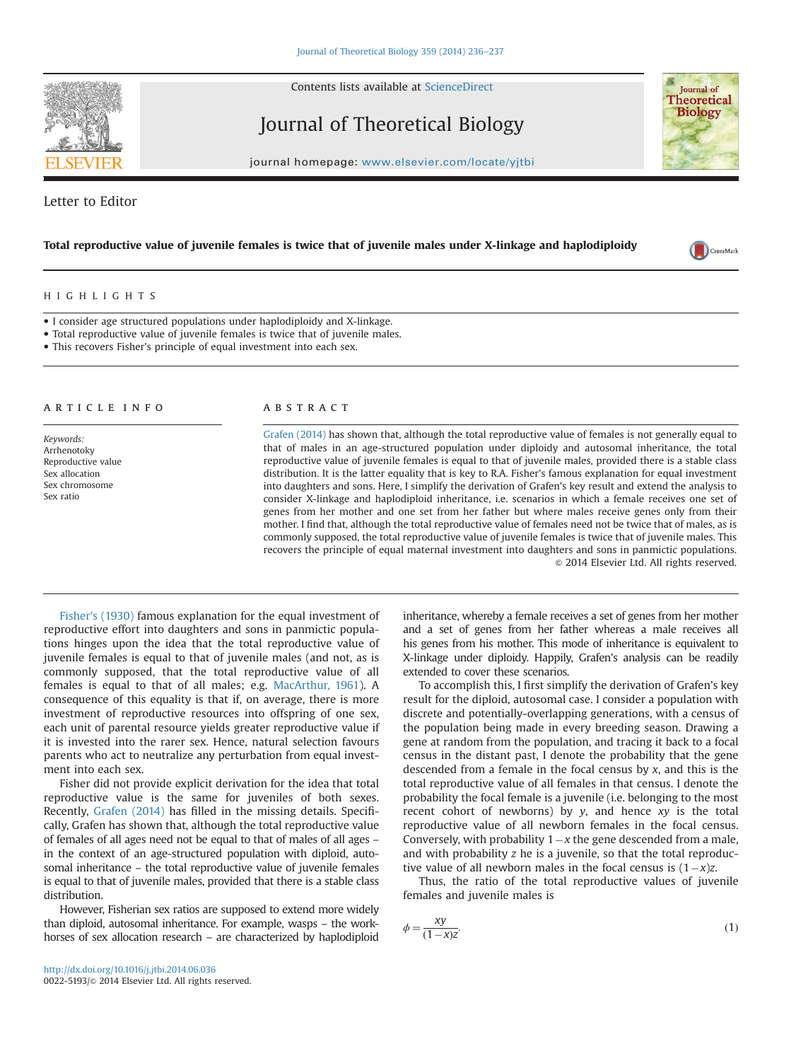Letter to Editor

# Total reproductive value of juvenile females is twice that of juvenile males under X-linkage and haplodiploidy

## HIGHLIGHTS

- I consider age structured populations under haplodiploidy and X-linkage.
- Total reproductive value of juvenile females is twice that of juvenile males.
- This recovers Fisher's principle of equal investment into each sex.

## ARTICLE INFO

*Keywords:*
Arrhenotoky
Reproductive value
Sex allocation
Sex chromosome
Sex ratio

## ABSTRACT

Grafen (2014) has shown that, although the total reproductive value of females is not generally equal to that of males in an age-structured population under diploidy and autosomal inheritance, the total reproductive value of juvenile females is equal to that of juvenile males, provided there is a stable class distribution. It is the latter equality that is key to R.A. Fisher's famous explanation for equal investment into daughters and sons. Here, I simplify the derivation of Grafen's key result and extend the analysis to consider X-linkage and haplodiploid inheritance, i.e. scenarios in which a female receives one set of genes from her mother and one set from her father but where males receive genes only from their mother. I find that, although the total reproductive value of females need not be twice that of males, as is commonly supposed, the total reproductive value of juvenile females is twice that of juvenile males. This recovers the principle of equal maternal investment into daughters and sons in panmictic populations.

© 2014 Elsevier Ltd. All rights reserved.

Fisher's (1930) famous explanation for the equal investment of reproductive effort into daughters and sons in panmictic populations hinges upon the idea that the total reproductive value of juvenile females is equal to that of juvenile males (and not, as is commonly supposed, that the total reproductive value of all females is equal to that of all males; e.g. MacArthur, 1961). A consequence of this equality is that if, on average, there is more investment of reproductive resources into offspring of one sex, each unit of parental resource yields greater reproductive value if it is invested into the rarer sex. Hence, natural selection favours parents who act to neutralize any perturbation from equal investment into each sex.

Fisher did not provide explicit derivation for the idea that total reproductive value is the same for juveniles of both sexes. Recently, Grafen (2014) has filled in the missing details. Specifically, Grafen has shown that, although the total reproductive value of females of all ages need not be equal to that of males of all ages – in the context of an age-structured population with diploid, autosomal inheritance – the total reproductive value of juvenile females is equal to that of juvenile males, provided that there is a stable class distribution.

However, Fisherian sex ratios are supposed to extend more widely than diploid, autosomal inheritance. For example, wasps – the workhorses of sex allocation research – are characterized by haplodiploid inheritance, whereby a female receives a set of genes from her mother and a set of genes from her father whereas a male receives all his genes from his mother. This mode of inheritance is equivalent to X-linkage under diploidy. Happily, Grafen's analysis can be readily extended to cover these scenarios.

To accomplish this, I first simplify the derivation of Grafen's key result for the diploid, autosomal case. I consider a population with discrete and potentially-overlapping generations, with a census of the population being made in every breeding season. Drawing a gene at random from the population, and tracing it back to a focal census in the distant past, I denote the probability that the gene descended from a female in the focal census by $x$, and this is the total reproductive value of all females in that census. I denote the probability the focal female is a juvenile (i.e. belonging to the most recent cohort of newborns) by $y$, and hence $xy$ is the total reproductive value of all newborn females in the focal census. Conversely, with probability $1-x$ the gene descended from a male, and with probability $z$ he is a juvenile, so that the total reproductive value of all newborn males in the focal census is $(1-x)z$.

Thus, the ratio of the total reproductive values of juvenile females and juvenile males is

$$\phi = \frac{xy}{(1-x)z}. \tag{1}$$

http://dx.doi.org/10.1016/j.jtbi.2014.06.036
0022-5193/© 2014 Elsevier Ltd. All rights reserved.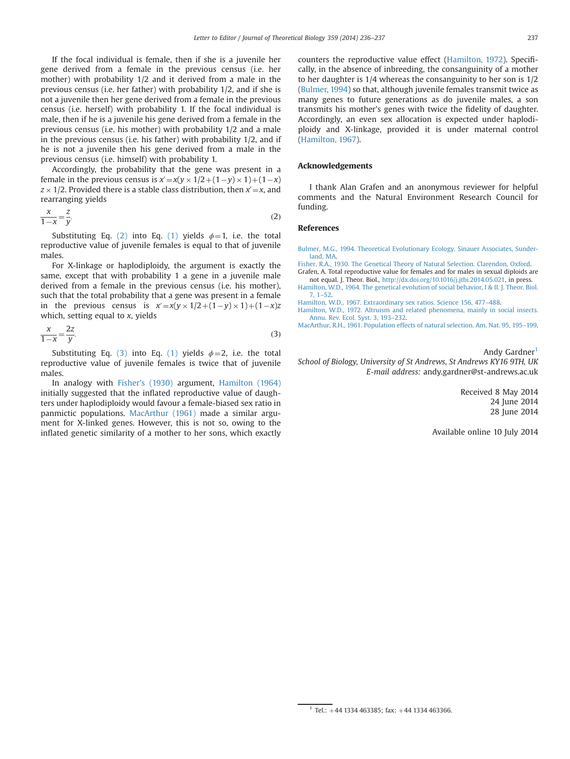If the focal individual is female, then if she is a juvenile her gene derived from a female in the previous census (i.e. her mother) with probability 1/2 and it derived from a male in the previous census (i.e. her father) with probability 1/2, and if she is not a juvenile then her gene derived from a female in the previous census (i.e. herself) with probability 1. If the focal individual is male, then if he is a juvenile his gene derived from a female in the previous census (i.e. his mother) with probability 1/2 and a male in the previous census (i.e. his father) with probability 1/2, and if he is not a juvenile then his gene derived from a male in the previous census (i.e. himself) with probability 1.

Accordingly, the probability that the gene was present in a female in the previous census is $x' = x(y \times 1/2 + (1-y) \times 1) + (1-x) z \times 1/2$. Provided there is a stable class distribution, then $x' = x$, and rearranging yields

$$\frac{x}{1-x} = \frac{z}{y}. \tag{2}$$

Substituting Eq. (2) into Eq. (1) yields $\phi = 1$, i.e. the total reproductive value of juvenile females is equal to that of juvenile males.

For X-linkage or haplodiploidy, the argument is exactly the same, except that with probability 1 a gene in a juvenile male derived from a female in the previous census (i.e. his mother), such that the total probability that a gene was present in a female in the previous census is $x' = x(y \times 1/2 + (1-y) \times 1) + (1-x)z$ which, setting equal to $x$, yields

$$\frac{x}{1-x} = \frac{2z}{y}. \tag{3}$$

Substituting Eq. (3) into Eq. (1) yields $\phi = 2$, i.e. the total reproductive value of juvenile females is twice that of juvenile males.

In analogy with Fisher's (1930) argument, Hamilton (1964) initially suggested that the inflated reproductive value of daughters under haplodiploidy would favour a female-biased sex ratio in panmictic populations. MacArthur (1961) made a similar argument for X-linked genes. However, this is not so, owing to the inflated genetic similarity of a mother to her sons, which exactly counters the reproductive value effect (Hamilton, 1972). Specifically, in the absence of inbreeding, the consanguinity of a mother to her daughter is 1/4 whereas the consanguinity to her son is 1/2 (Bulmer, 1994) so that, although juvenile females transmit twice as many genes to future generations as do juvenile males, a son transmits his mother's genes with twice the fidelity of daughter. Accordingly, an even sex allocation is expected under haplodiploidy and X-linkage, provided it is under maternal control (Hamilton, 1967).

## Acknowledgements

I thank Alan Grafen and an anonymous reviewer for helpful comments and the Natural Environment Research Council for funding.

## References

Bulmer, M.G., 1994. Theoretical Evolutionary Ecology. Sinauer Associates, Sunderland, MA.

Fisher, R.A., 1930. The Genetical Theory of Natural Selection. Clarendon, Oxford.

Grafen, A. Total reproductive value for females and for males in sexual diploids are not equal. J. Theor. Biol., http://dx.doi.org/10.1016/j.jtbi.2014.05.021, in press.

Hamilton, W.D., 1964. The genetical evolution of social behavior, I & II. J. Theor. Biol. 7, 1–52.

Hamilton, W.D., 1967. Extraordinary sex ratios. Science 156, 477–488.

Hamilton, W.D., 1972. Altruism and related phenomena, mainly in social insects. Annu. Rev. Ecol. Syst. 3, 193–232.

MacArthur, R.H., 1961. Population effects of natural selection. Am. Nat. 95, 195–199.

Andy Gardner[1]
*School of Biology, University of St Andrews, St Andrews KY16 9TH, UK*
*E-mail address:* andy.gardner@st-andrews.ac.uk

Received 8 May 2014
24 June 2014
28 June 2014

Available online 10 July 2014

[1] Tel.: +44 1334 463385; fax: +44 1334 463366.